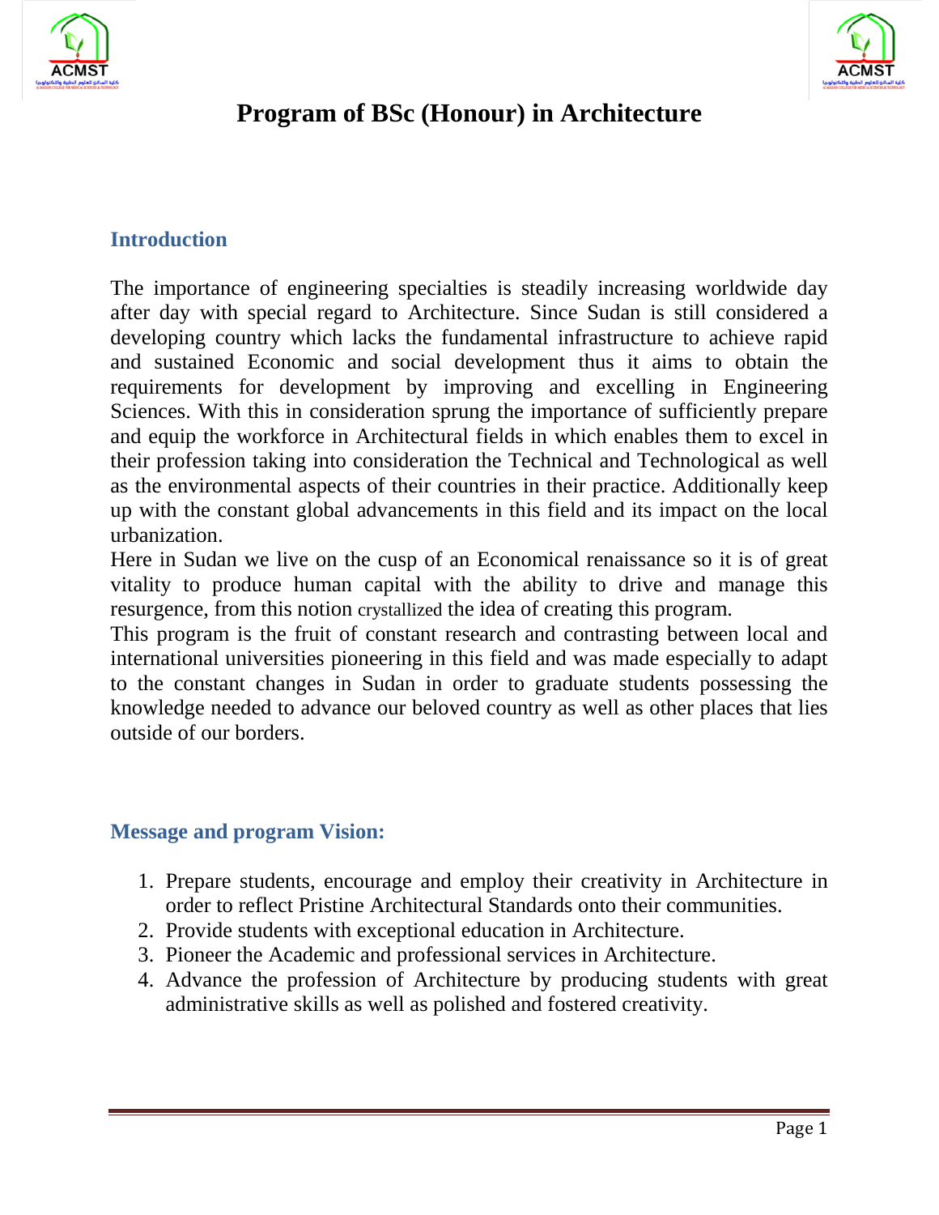# Program of BSc (Honour) in Architecture

## Introduction

The importance of engineering specialties is steadily increasing worldwide day after day with special regard to Architecture. Since Sudan is still considered a developing country which lacks the fundamental infrastructure to achieve rapid and sustained Economic and social development thus it aims to obtain the requirements for development by improving and excelling in Engineering Sciences. With this in consideration sprung the importance of sufficiently prepare and equip the workforce in Architectural fields in which enables them to excel in their profession taking into consideration the Technical and Technological as well as the environmental aspects of their countries in their practice. Additionally keep up with the constant global advancements in this field and its impact on the local urbanization.

Here in Sudan we live on the cusp of an Economical renaissance so it is of great vitality to produce human capital with the ability to drive and manage this resurgence, from this notion crystallized the idea of creating this program.

This program is the fruit of constant research and contrasting between local and international universities pioneering in this field and was made especially to adapt to the constant changes in Sudan in order to graduate students possessing the knowledge needed to advance our beloved country as well as other places that lies outside of our borders.

## Message and program Vision:

1. Prepare students, encourage and employ their creativity in Architecture in order to reflect Pristine Architectural Standards onto their communities.
2. Provide students with exceptional education in Architecture.
3. Pioneer the Academic and professional services in Architecture.
4. Advance the profession of Architecture by producing students with great administrative skills as well as polished and fostered creativity.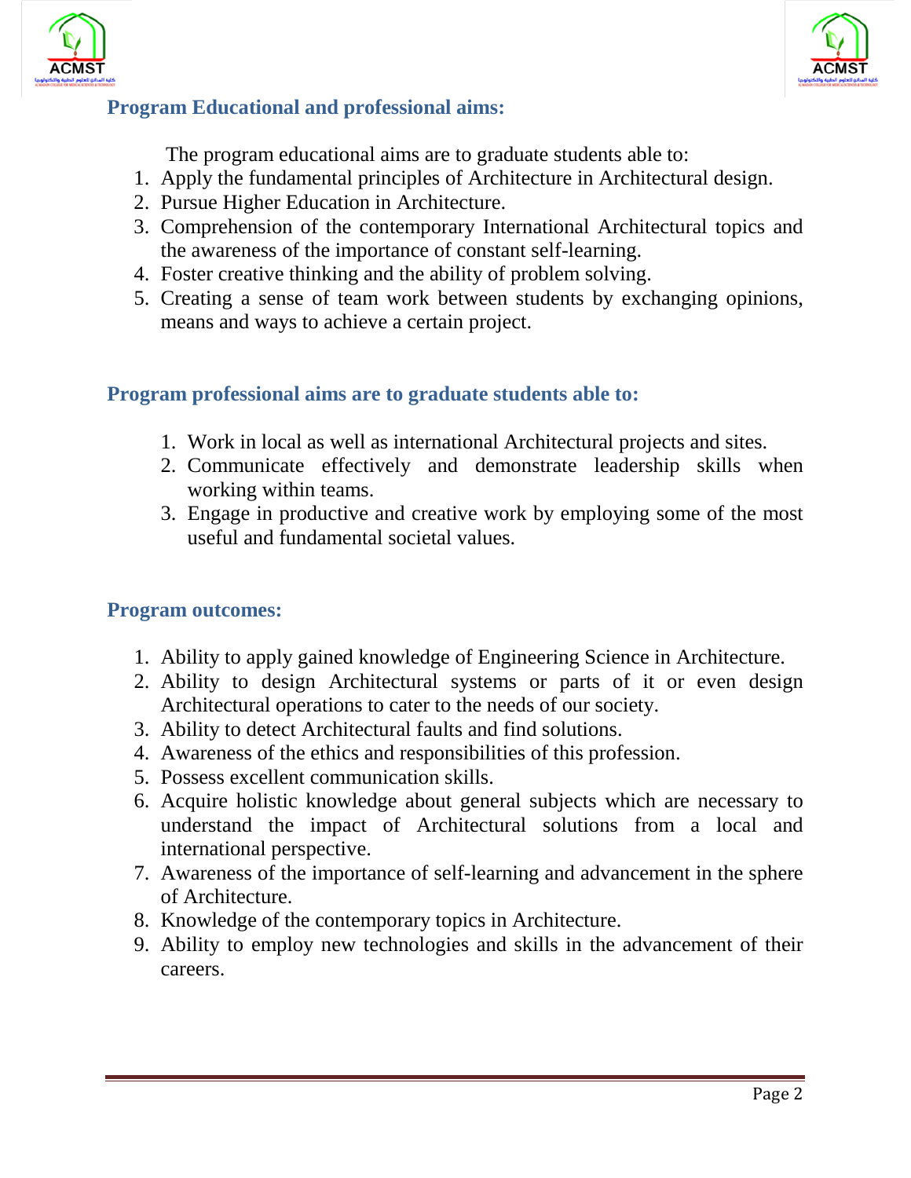## Program Educational and professional aims:

The program educational aims are to graduate students able to:

1. Apply the fundamental principles of Architecture in Architectural design.
2. Pursue Higher Education in Architecture.
3. Comprehension of the contemporary International Architectural topics and the awareness of the importance of constant self-learning.
4. Foster creative thinking and the ability of problem solving.
5. Creating a sense of team work between students by exchanging opinions, means and ways to achieve a certain project.

## Program professional aims are to graduate students able to:

1. Work in local as well as international Architectural projects and sites.
2. Communicate effectively and demonstrate leadership skills when working within teams.
3. Engage in productive and creative work by employing some of the most useful and fundamental societal values.

## Program outcomes:

1. Ability to apply gained knowledge of Engineering Science in Architecture.
2. Ability to design Architectural systems or parts of it or even design Architectural operations to cater to the needs of our society.
3. Ability to detect Architectural faults and find solutions.
4. Awareness of the ethics and responsibilities of this profession.
5. Possess excellent communication skills.
6. Acquire holistic knowledge about general subjects which are necessary to understand the impact of Architectural solutions from a local and international perspective.
7. Awareness of the importance of self-learning and advancement in the sphere of Architecture.
8. Knowledge of the contemporary topics in Architecture.
9. Ability to employ new technologies and skills in the advancement of their careers.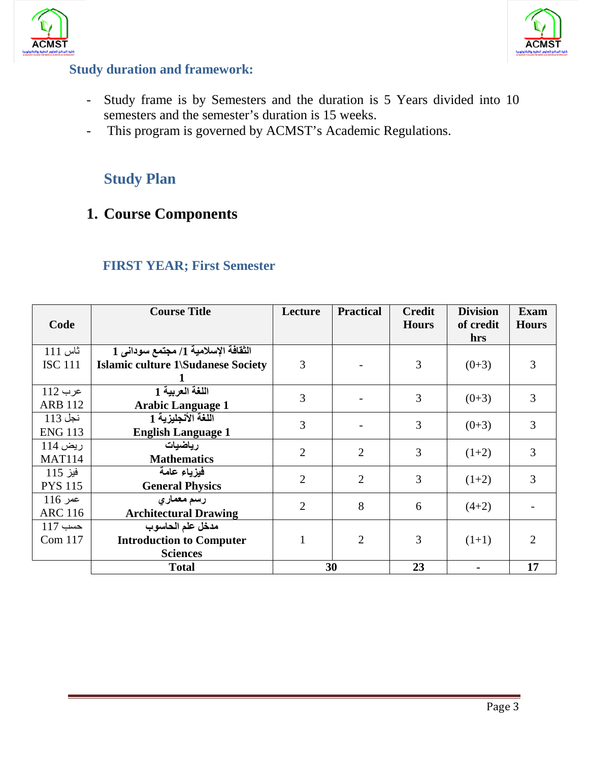### Study duration and framework:

- Study frame is by Semesters and the duration is 5 Years divided into 10 semesters and the semester's duration is 15 weeks.
- This program is governed by ACMST's Academic Regulations.

## Study Plan

## 1. Course Components

### FIRST YEAR; First Semester

| Code | Course Title | Lecture | Practical | Credit Hours | Division of credit hrs | Exam Hours |
|---|---|---|---|---|---|---|
| ثاس 111<br>ISC 111 | **الثقافة الإسلامية 1/ مجتمع سودانى 1**<br>**Islamic culture 1\Sudanese Society 1** | 3 | - | 3 | (0+3) | 3 |
| عرب 112<br>ARB 112 | **اللغة العربية 1**<br>**Arabic Language 1** | 3 | - | 3 | (0+3) | 3 |
| نجل 113<br>ENG 113 | **اللغة الأنجليزية 1**<br>**English Language 1** | 3 | - | 3 | (0+3) | 3 |
| ريض 114<br>MAT114 | **رياضيات**<br>**Mathematics** | 2 | 2 | 3 | (1+2) | 3 |
| فيز 115<br>PYS 115 | **فيزياء عامة**<br>**General Physics** | 2 | 2 | 3 | (1+2) | 3 |
| عمر 116<br>ARC 116 | **رسم معماري**<br>**Architectural Drawing** | 2 | 8 | 6 | (4+2) | - |
| حسب 117<br>Com 117 | **مدخل علم الحاسوب**<br>**Introduction to Computer Sciences** | 1 | 2 | 3 | (1+1) | 2 |
| | **Total** | **30** | | **23** | **-** | **17** |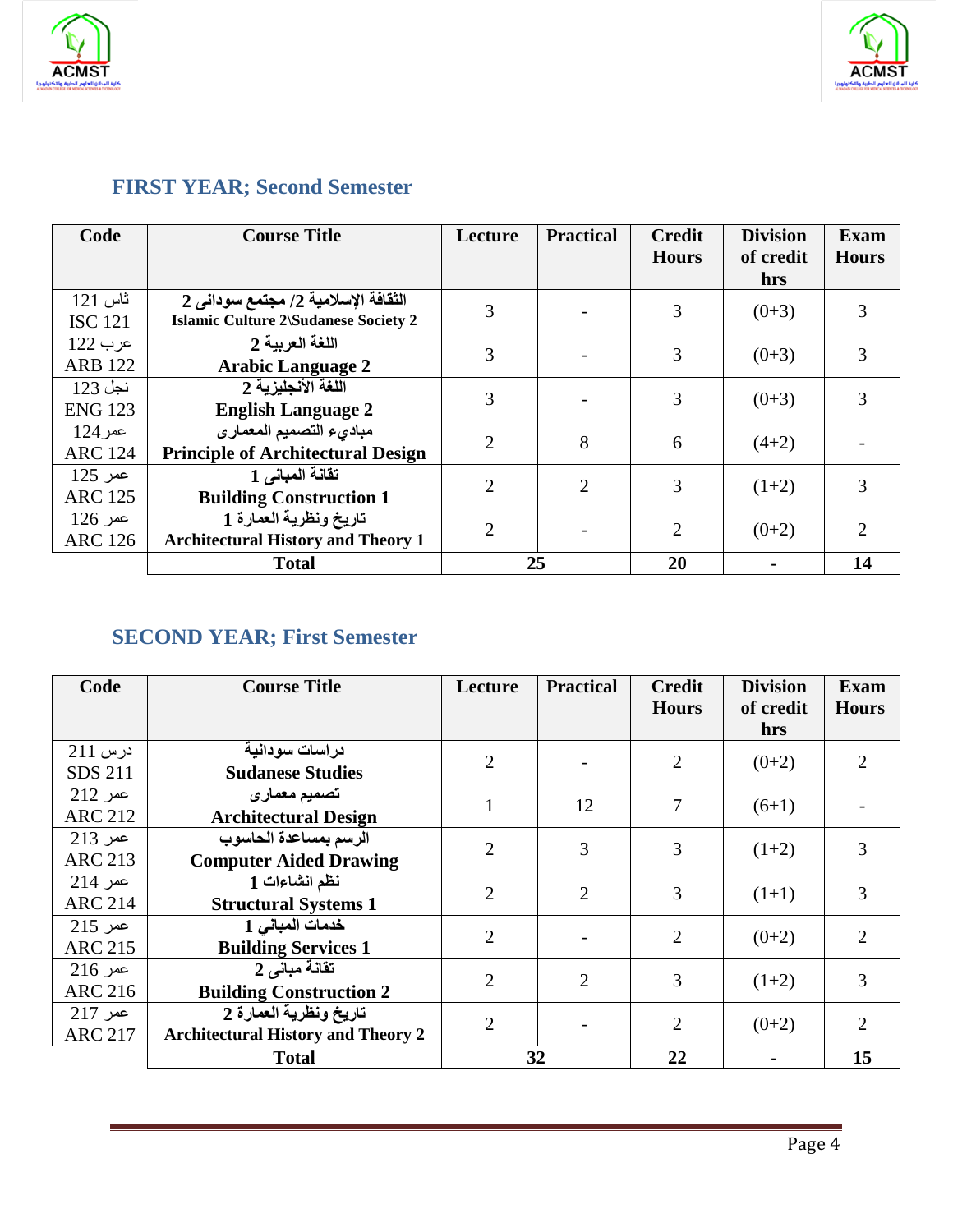## FIRST YEAR; Second Semester

| Code | Course Title | Lecture | Practical | Credit Hours | Division of credit hrs | Exam Hours |
|---|---|---|---|---|---|---|
| ثاس 121<br>ISC 121 | الثقافة الإسلامية 2/ مجتمع سودانى 2<br>**Islamic Culture 2\Sudanese Society 2** | 3 | - | 3 | (0+3) | 3 |
| عرب 122<br>ARB 122 | اللغة العربية 2<br>**Arabic Language 2** | 3 | - | 3 | (0+3) | 3 |
| نجل 123<br>ENG 123 | اللغة الأنجليزية 2<br>**English Language 2** | 3 | - | 3 | (0+3) | 3 |
| عمر124<br>ARC 124 | مباديء التصميم المعمارى<br>**Principle of Architectural Design** | 2 | 8 | 6 | (4+2) | - |
| عمر 125<br>ARC 125 | تقانة المبانى 1<br>**Building Construction 1** | 2 | 2 | 3 | (1+2) | 3 |
| عمر 126<br>ARC 126 | تاريخ ونظرية العمارة 1<br>**Architectural History and Theory 1** | 2 | - | 2 | (0+2) | 2 |
| | **Total** | **25** | | **20** | **-** | **14** |

## SECOND YEAR; First Semester

| Code | Course Title | Lecture | Practical | Credit Hours | Division of credit hrs | Exam Hours |
|---|---|---|---|---|---|---|
| درس 211<br>SDS 211 | دراسات سودانية<br>**Sudanese Studies** | 2 | - | 2 | (0+2) | 2 |
| عمر 212<br>ARC 212 | تصميم معمارى<br>**Architectural Design** | 1 | 12 | 7 | (6+1) | - |
| عمر 213<br>ARC 213 | الرسم بمساعدة الحاسوب<br>**Computer Aided Drawing** | 2 | 3 | 3 | (1+2) | 3 |
| عمر 214<br>ARC 214 | نظم انشاءات 1<br>**Structural Systems 1** | 2 | 2 | 3 | (1+1) | 3 |
| عمر 215<br>ARC 215 | خدمات المباني 1<br>**Building Services 1** | 2 | - | 2 | (0+2) | 2 |
| عمر 216<br>ARC 216 | تقانة مبانى 2<br>**Building Construction 2** | 2 | 2 | 3 | (1+2) | 3 |
| عمر 217<br>ARC 217 | تاريخ ونظرية العمارة 2<br>**Architectural History and Theory 2** | 2 | - | 2 | (0+2) | 2 |
| | **Total** | **32** | | **22** | **-** | **15** |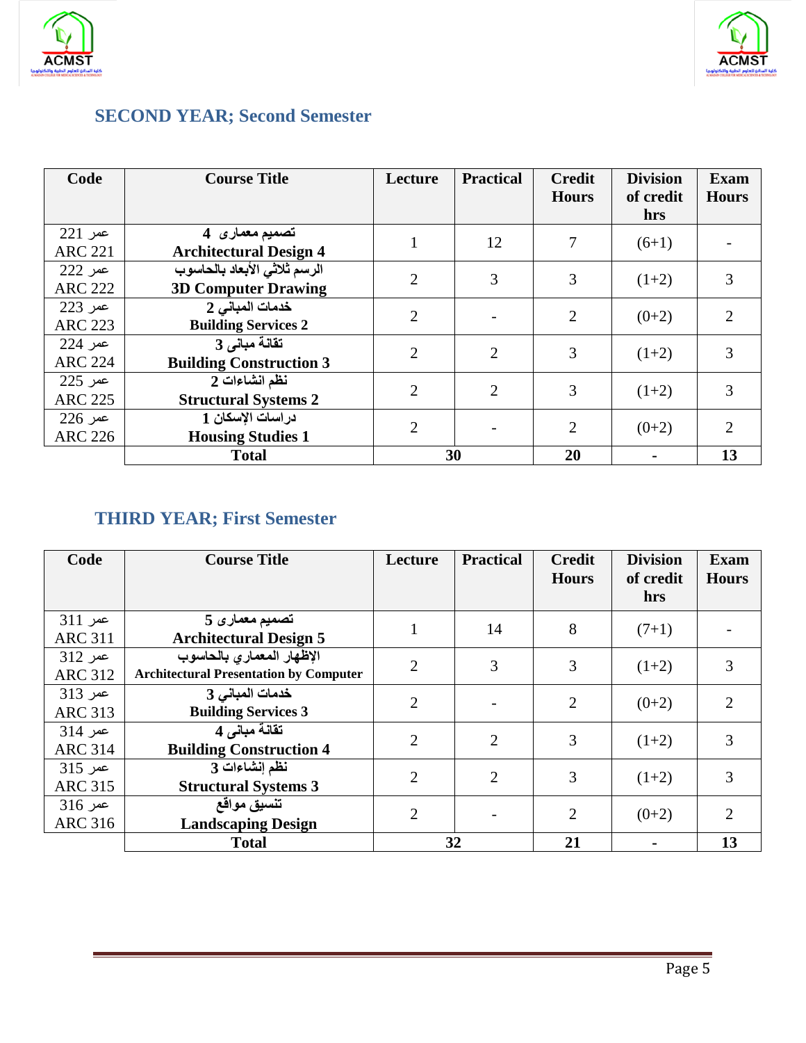## SECOND YEAR; Second Semester

| Code | Course Title | Lecture | Practical | Credit Hours | Division of credit hrs | Exam Hours |
|---|---|---|---|---|---|---|
| عمر 221<br>ARC 221 | تصميم معمارى 4<br>**Architectural Design 4** | 1 | 12 | 7 | (6+1) | - |
| عمر 222<br>ARC 222 | الرسم ثلاثي الأبعاد بالحاسوب<br>**3D Computer Drawing** | 2 | 3 | 3 | (1+2) | 3 |
| عمر 223<br>ARC 223 | خدمات المباني 2<br>**Building Services 2** | 2 | - | 2 | (0+2) | 2 |
| عمر 224<br>ARC 224 | تقانة مبانى 3<br>**Building Construction 3** | 2 | 2 | 3 | (1+2) | 3 |
| عمر 225<br>ARC 225 | نظم انشاءات 2<br>**Structural Systems 2** | 2 | 2 | 3 | (1+2) | 3 |
| عمر 226<br>ARC 226 | دراسات الإسكان 1<br>**Housing Studies 1** | 2 | - | 2 | (0+2) | 2 |
| | **Total** | **30** | | **20** | **-** | **13** |

## THIRD YEAR; First Semester

| Code | Course Title | Lecture | Practical | Credit Hours | Division of credit hrs | Exam Hours |
|---|---|---|---|---|---|---|
| عمر 311<br>ARC 311 | تصميم معمارى 5<br>**Architectural Design 5** | 1 | 14 | 8 | (7+1) | - |
| عمر 312<br>ARC 312 | الإظهار المعماري بالحاسوب<br>**Architectural Presentation by Computer** | 2 | 3 | 3 | (1+2) | 3 |
| عمر 313<br>ARC 313 | خدمات المباني 3<br>**Building Services 3** | 2 | - | 2 | (0+2) | 2 |
| عمر 314<br>ARC 314 | تقانة مبانى 4<br>**Building Construction 4** | 2 | 2 | 3 | (1+2) | 3 |
| عمر 315<br>ARC 315 | نظم إنشاءات 3<br>**Structural Systems 3** | 2 | 2 | 3 | (1+2) | 3 |
| عمر 316<br>ARC 316 | تنسيق مواقع<br>**Landscaping Design** | 2 | - | 2 | (0+2) | 2 |
| | **Total** | **32** | | **21** | **-** | **13** |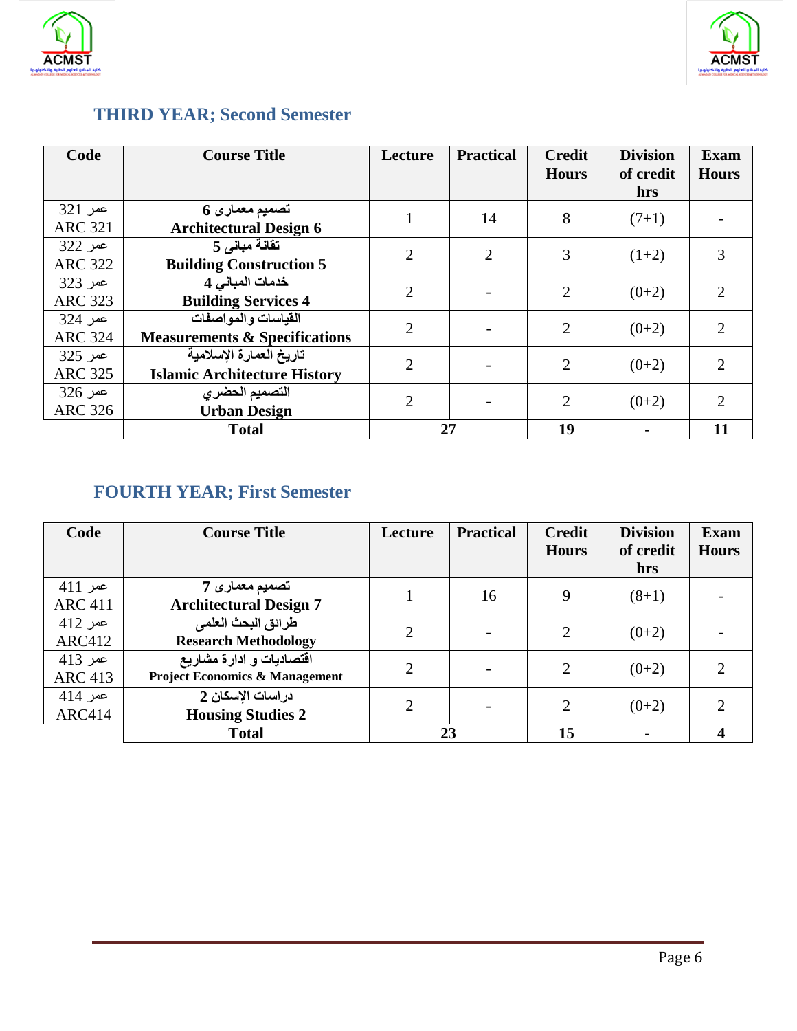## THIRD YEAR; Second Semester

| Code | Course Title | Lecture | Practical | Credit Hours | Division of credit hrs | Exam Hours |
|---|---|---|---|---|---|---|
| عمر 321<br>ARC 321 | **تصميم معمارى 6**<br>**Architectural Design 6** | 1 | 14 | 8 | (7+1) | - |
| عمر 322<br>ARC 322 | **تقانة مبانى 5**<br>**Building Construction 5** | 2 | 2 | 3 | (1+2) | 3 |
| عمر 323<br>ARC 323 | **خدمات المباني 4**<br>**Building Services 4** | 2 | - | 2 | (0+2) | 2 |
| عمر 324<br>ARC 324 | **القياسات والمواصفات**<br>**Measurements & Specifications** | 2 | - | 2 | (0+2) | 2 |
| عمر 325<br>ARC 325 | **تاريخ العمارة الإسلامية**<br>**Islamic Architecture History** | 2 | - | 2 | (0+2) | 2 |
| عمر 326<br>ARC 326 | **التصميم الحضري**<br>**Urban Design** | 2 | - | 2 | (0+2) | 2 |
| | **Total** | **27** | | **19** | **-** | **11** |

## FOURTH YEAR; First Semester

| Code | Course Title | Lecture | Practical | Credit Hours | Division of credit hrs | Exam Hours |
|---|---|---|---|---|---|---|
| عمر 411<br>ARC 411 | **تصميم معمارى 7**<br>**Architectural Design 7** | 1 | 16 | 9 | (8+1) | - |
| عمر 412<br>ARC412 | **طرائق البحث العلمى**<br>**Research Methodology** | 2 | - | 2 | (0+2) | - |
| عمر 413<br>ARC 413 | **اقتصاديات و ادارة مشاريع**<br>**Project Economics & Management** | 2 | - | 2 | (0+2) | 2 |
| عمر 414<br>ARC414 | **دراسات الإسكان 2**<br>**Housing Studies 2** | 2 | - | 2 | (0+2) | 2 |
| | **Total** | **23** | | **15** | **-** | **4** |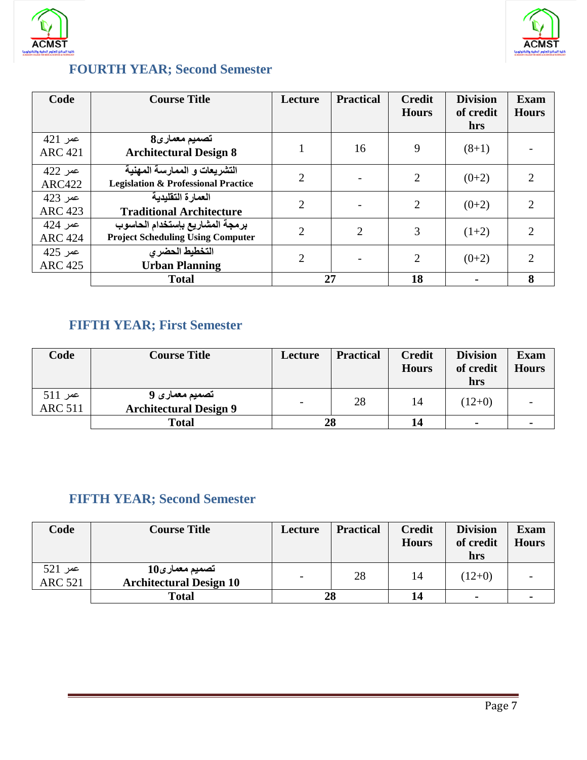## FOURTH YEAR; Second Semester

| Code | Course Title | Lecture | Practical | Credit Hours | Division of credit hrs | Exam Hours |
|---|---|---|---|---|---|---|
| عمر 421<br>ARC 421 | تصميم معمارى8<br>**Architectural Design 8** | 1 | 16 | 9 | (8+1) | - |
| عمر 422<br>ARC422 | التشريعات و الممارسة المهنية<br>**Legislation & Professional Practice** | 2 | - | 2 | (0+2) | 2 |
| عمر 423<br>ARC 423 | العمارة التقليدية<br>**Traditional Architecture** | 2 | - | 2 | (0+2) | 2 |
| عمر 424<br>ARC 424 | برمجة المشاريع بإستخدام الحاسوب<br>**Project Scheduling Using Computer** | 2 | 2 | 3 | (1+2) | 2 |
| عمر 425<br>ARC 425 | التخطيط الحضري<br>**Urban Planning** | 2 | - | 2 | (0+2) | 2 |
| | **Total** | **27** | | **18** | **-** | **8** |

## FIFTH YEAR; First Semester

| Code | Course Title | Lecture | Practical | Credit Hours | Division of credit hrs | Exam Hours |
|---|---|---|---|---|---|---|
| عمر 511<br>ARC 511 | تصميم معمارى 9<br>**Architectural Design 9** | - | 28 | 14 | (12+0) | - |
| | **Total** | **28** | | **14** | **-** | **-** |

## FIFTH YEAR; Second Semester

| Code | Course Title | Lecture | Practical | Credit Hours | Division of credit hrs | Exam Hours |
|---|---|---|---|---|---|---|
| عمر 521<br>ARC 521 | تصميم معمارى10<br>**Architectural Design 10** | - | 28 | 14 | (12+0) | - |
| | **Total** | **28** | | **14** | **-** | **-** |